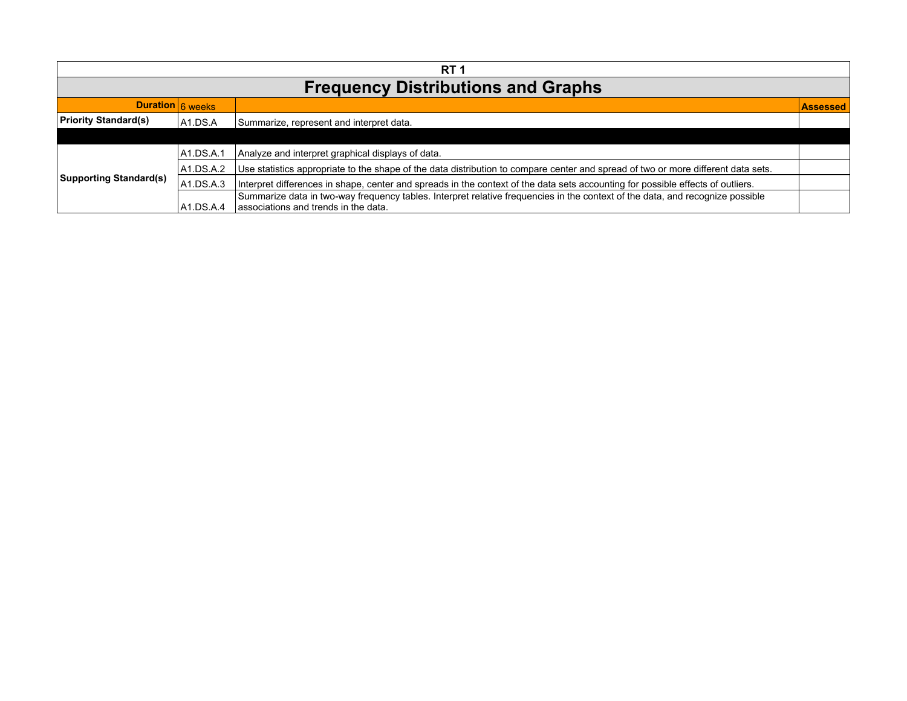# RT 1

## Frequency Distributions and Graphs

| Duration | 6 weeks | | Assessed |
|---|---|---|---|
| **Priority Standard(s)** | A1.DS.A | Summarize, represent and interpret data. | |
| | | | |
| **Supporting Standard(s)** | A1.DS.A.1 | Analyze and interpret graphical displays of data. | |
| | A1.DS.A.2 | Use statistics appropriate to the shape of the data distribution to compare center and spread of two or more different data sets. | |
| | A1.DS.A.3 | Interpret differences in shape, center and spreads in the context of the data sets accounting for possible effects of outliers. | |
| | A1.DS.A.4 | Summarize data in two-way frequency tables. Interpret relative frequencies in the context of the data, and recognize possible associations and trends in the data. | |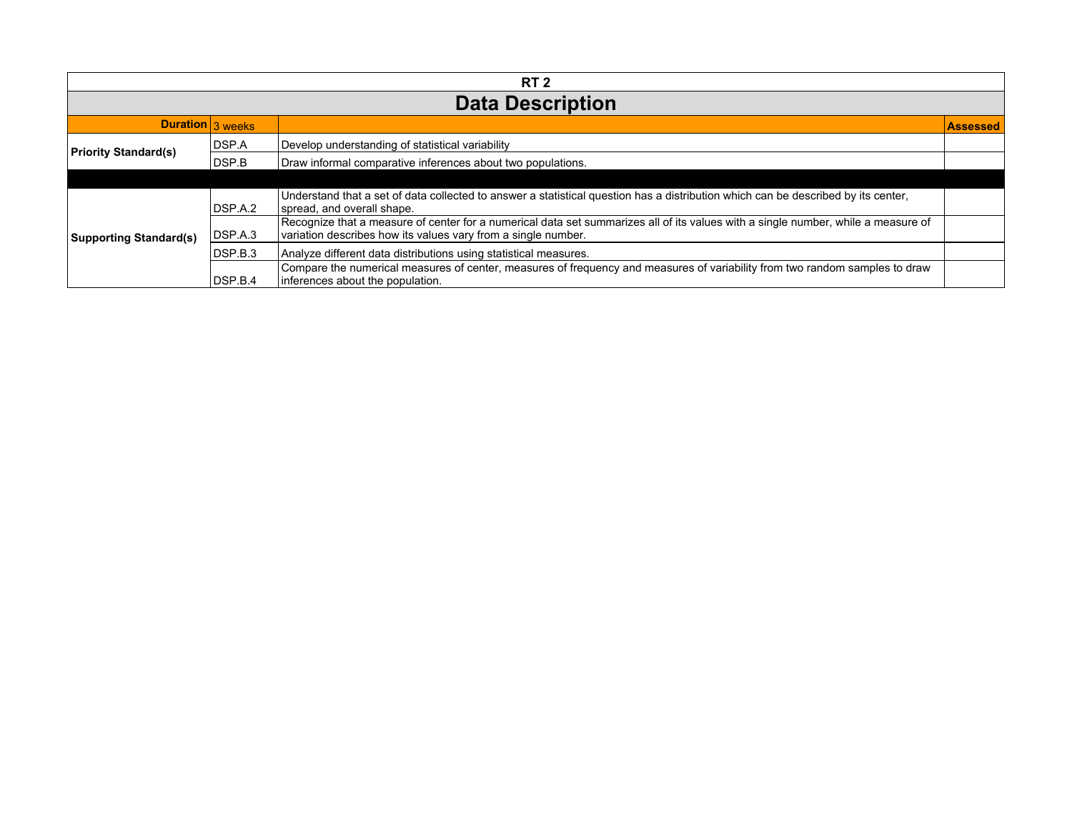| RT 2 | | | |
|---|---|---|---|
| **Data Description** | | | |
| **Duration** | 3 weeks | | **Assessed** |
| **Priority Standard(s)** | DSP.A | Develop understanding of statistical variability | |
| | DSP.B | Draw informal comparative inferences about two populations. | |
| | | | |
| **Supporting Standard(s)** | DSP.A.2 | Understand that a set of data collected to answer a statistical question has a distribution which can be described by its center, spread, and overall shape. | |
| | DSP.A.3 | Recognize that a measure of center for a numerical data set summarizes all of its values with a single number, while a measure of variation describes how its values vary from a single number. | |
| | DSP.B.3 | Analyze different data distributions using statistical measures. | |
| | DSP.B.4 | Compare the numerical measures of center, measures of frequency and measures of variability from two random samples to draw inferences about the population. | |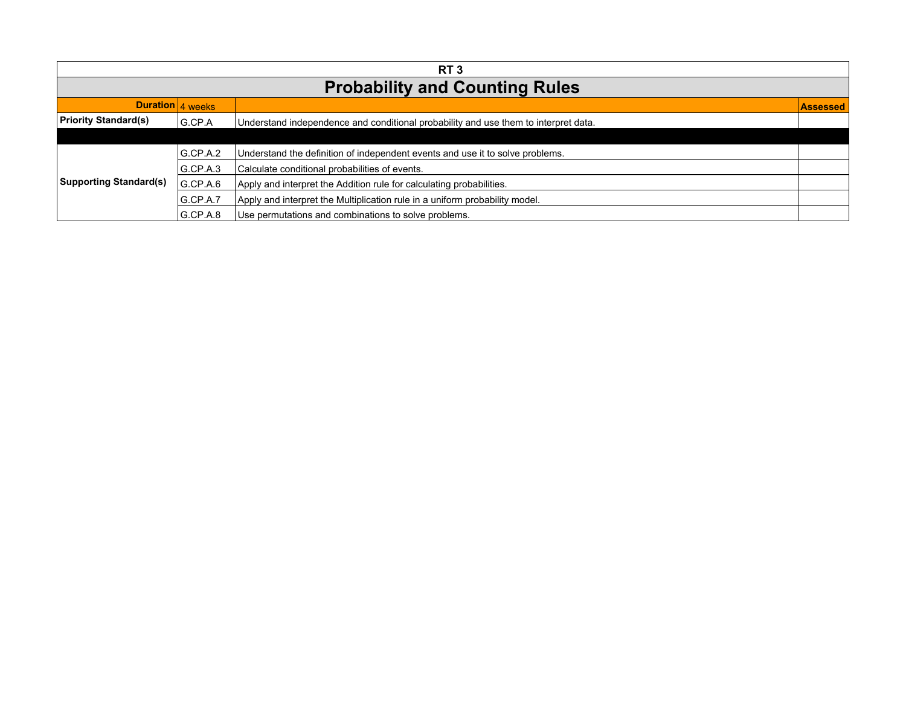# RT 3

## Probability and Counting Rules

| Duration | 4 weeks | | Assessed |
|---|---|---|---|
| **Priority Standard(s)** | G.CP.A | Understand independence and conditional probability and use them to interpret data. | |
| | | | |
| **Supporting Standard(s)** | G.CP.A.2 | Understand the definition of independent events and use it to solve problems. | |
| | G.CP.A.3 | Calculate conditional probabilities of events. | |
| | G.CP.A.6 | Apply and interpret the Addition rule for calculating probabilities. | |
| | G.CP.A.7 | Apply and interpret the Multiplication rule in a uniform probability model. | |
| | G.CP.A.8 | Use permutations and combinations to solve problems. | |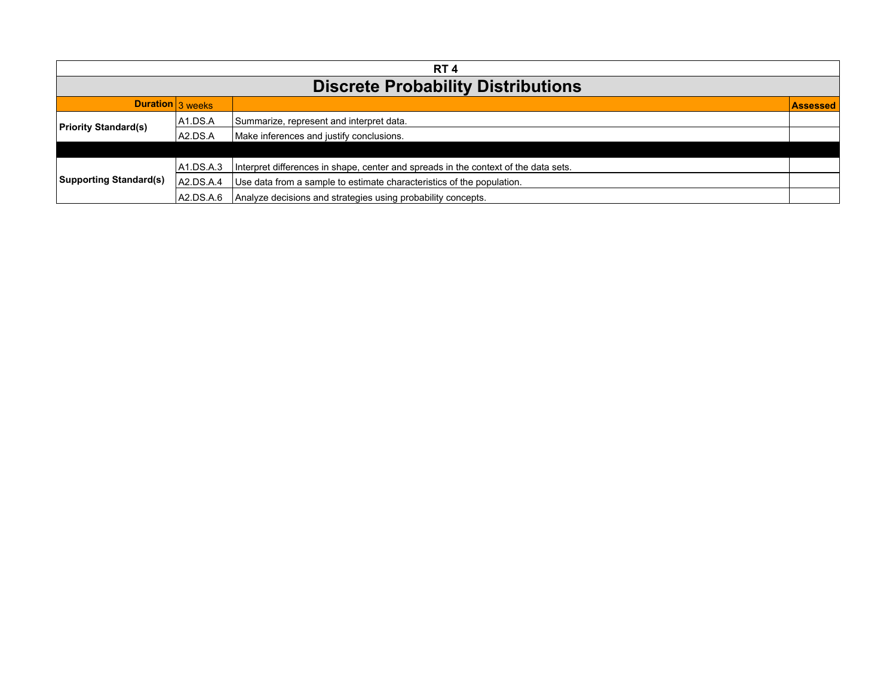**RT 4**

# Discrete Probability Distributions

| Duration | 3 weeks | | Assessed |
|---|---|---|---|
| Priority Standard(s) | A1.DS.A | Summarize, represent and interpret data. | |
| | A2.DS.A | Make inferences and justify conclusions. | |
| | | | |
| Supporting Standard(s) | A1.DS.A.3 | Interpret differences in shape, center and spreads in the context of the data sets. | |
| | A2.DS.A.4 | Use data from a sample to estimate characteristics of the population. | |
| | A2.DS.A.6 | Analyze decisions and strategies using probability concepts. | |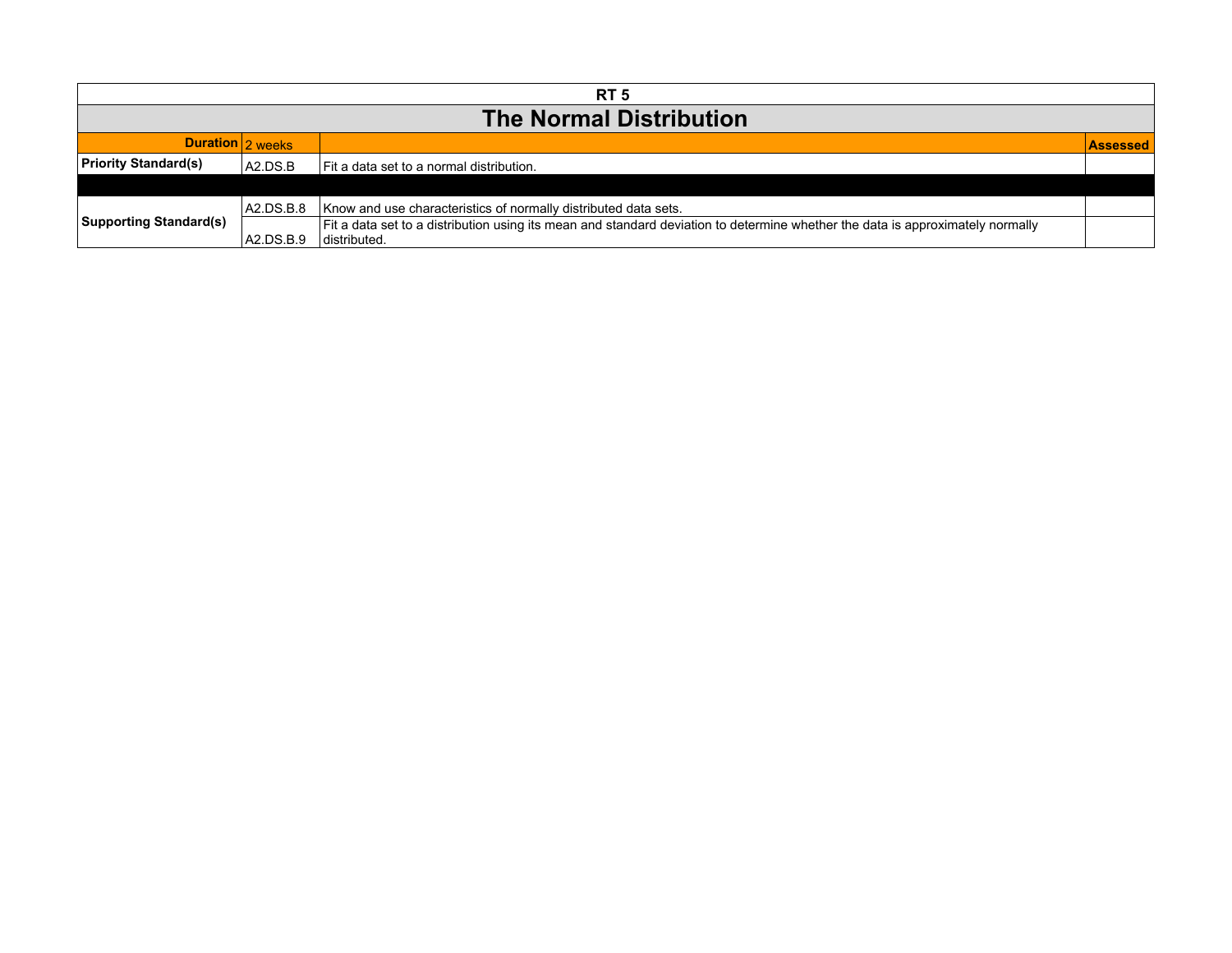**RT 5**

# The Normal Distribution

| | | | |
|---|---|---|---|
| **Duration** | 2 weeks | | **Assessed** |
| **Priority Standard(s)** | A2.DS.B | Fit a data set to a normal distribution. | |
| | | | |
| **Supporting Standard(s)** | A2.DS.B.8 | Know and use characteristics of normally distributed data sets. | |
| | A2.DS.B.9 | Fit a data set to a distribution using its mean and standard deviation to determine whether the data is approximately normally distributed. | |